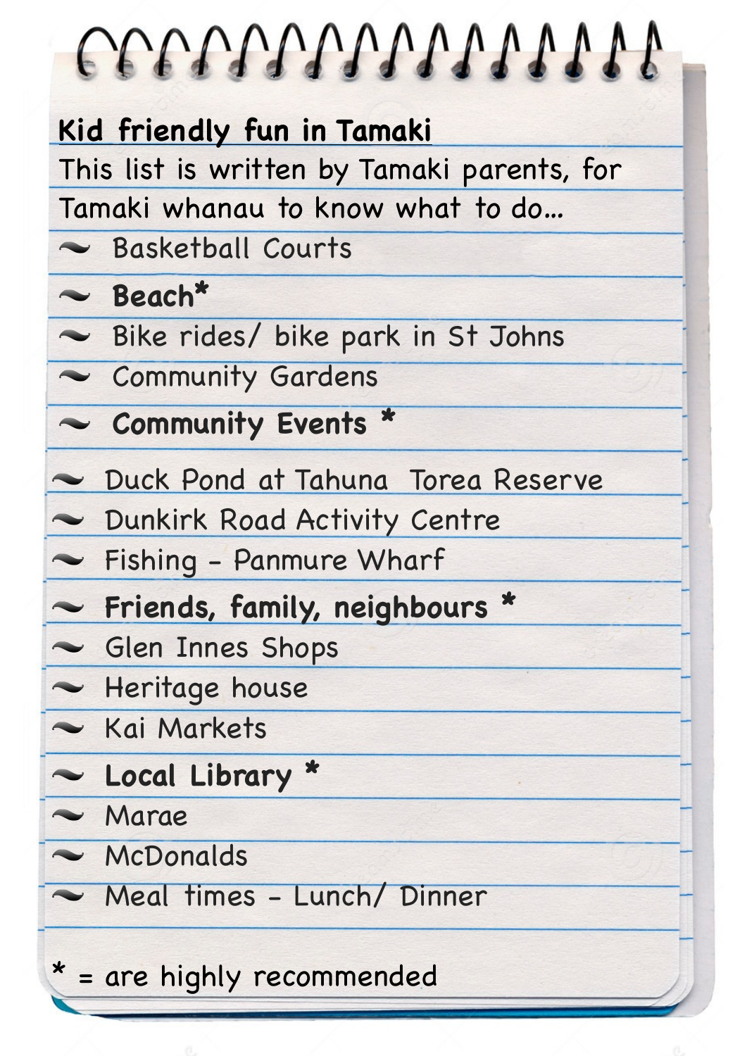# Kid friendly fun in Tamaki

This list is written by Tamaki parents, for Tamaki whanau to know what to do...

- Basketball Courts
- **Beach***
- Bike rides/ bike park in St Johns
- Community Gardens
- **Community Events ***
- Duck Pond at Tahuna Torea Reserve
- Dunkirk Road Activity Centre
- Fishing - Panmure Wharf
- **Friends, family, neighbours ***
- Glen Innes Shops
- Heritage house
- Kai Markets
- **Local Library ***
- Marae
- McDonalds
- Meal times - Lunch/ Dinner

* = are highly recommended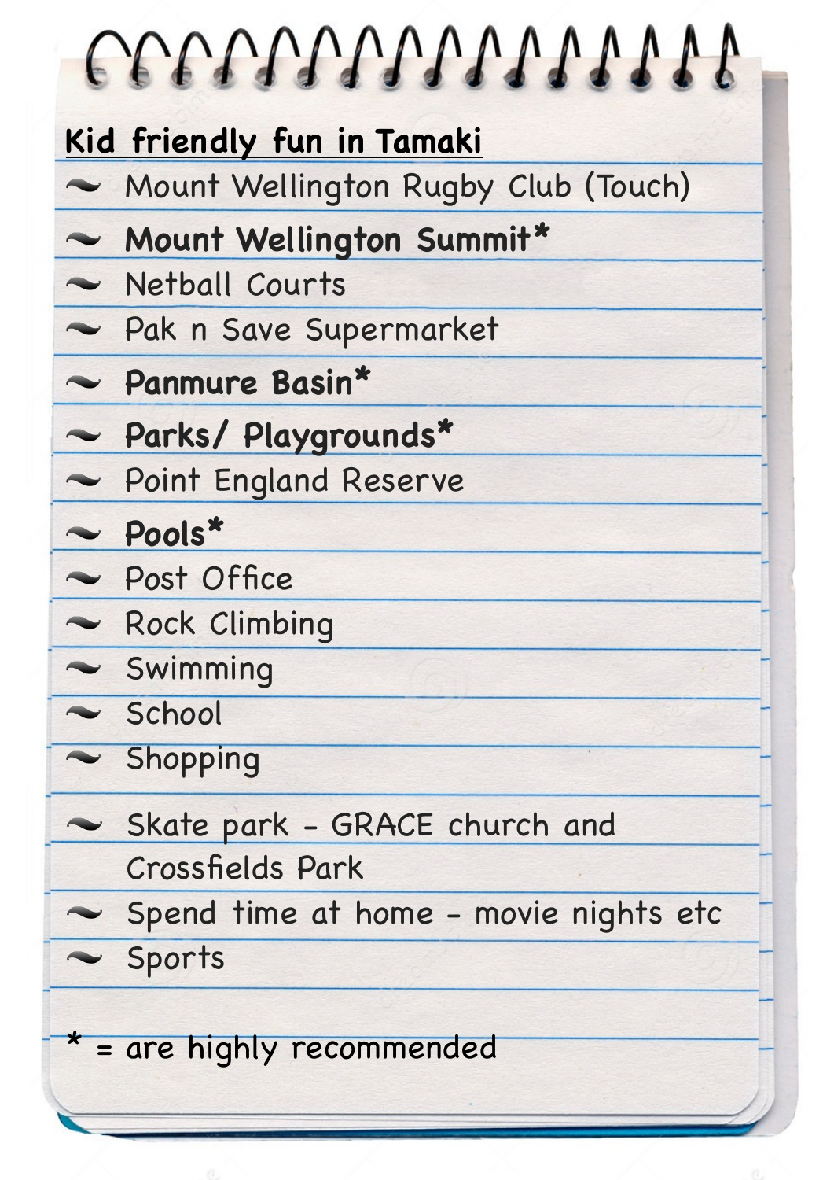**Kid friendly fun in Tamaki**

- Mount Wellington Rugby Club (Touch)
- **Mount Wellington Summit***
- Netball Courts
- Pak n Save Supermarket
- **Panmure Basin***
- **Parks/ Playgrounds***
- Point England Reserve
- **Pools***
- Post Office
- Rock Climbing
- Swimming
- School
- Shopping
- Skate park - GRACE church and Crossfields Park
- Spend time at home - movie nights etc
- Sports

* = are highly recommended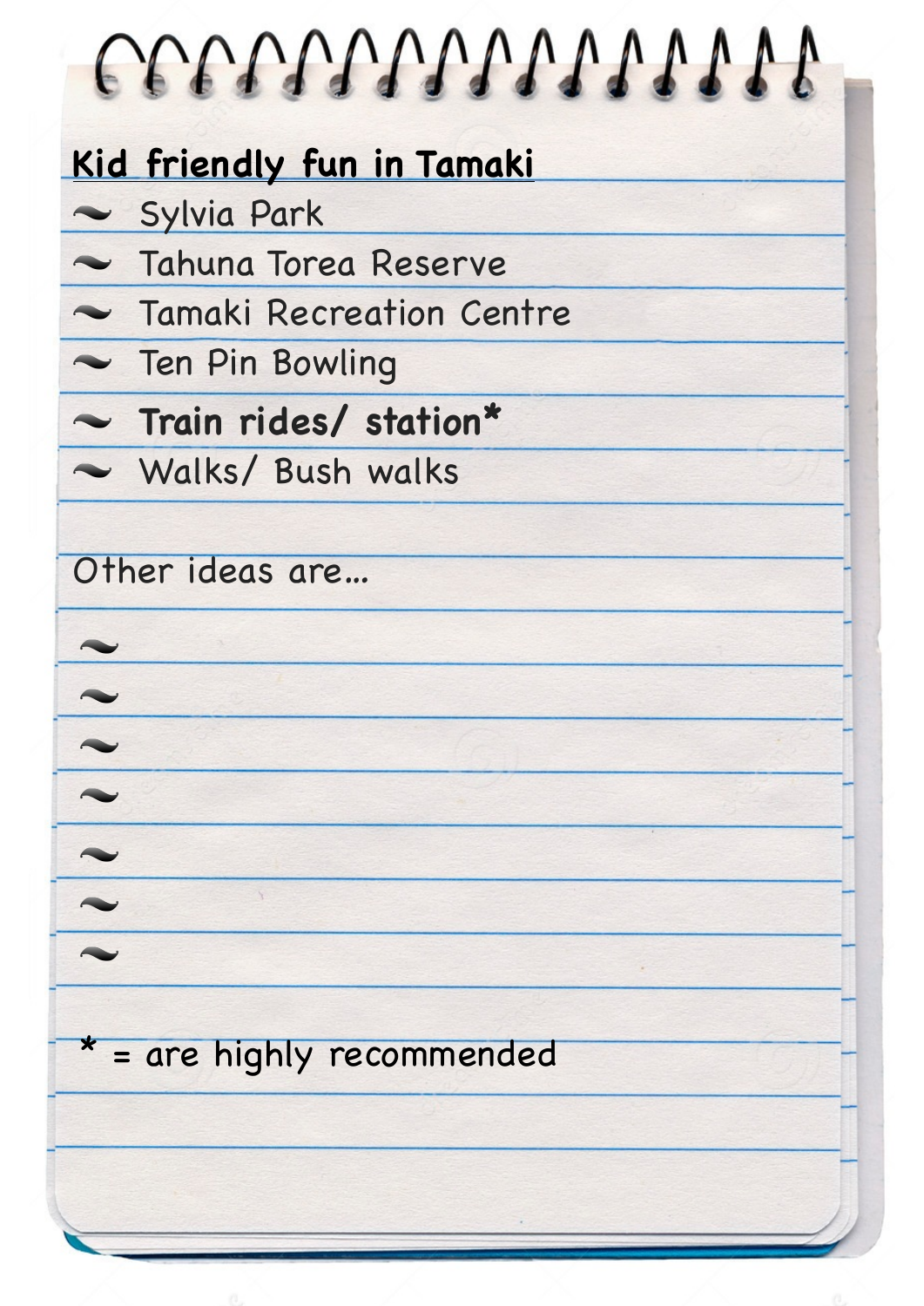**Kid friendly fun in Tamaki**

- Sylvia Park
- Tahuna Torea Reserve
- Tamaki Recreation Centre
- Ten Pin Bowling
- **Train rides/ station***
- Walks/ Bush walks

Other ideas are…

- 
- 
- 
- 
- 
- 
- 

* = are highly recommended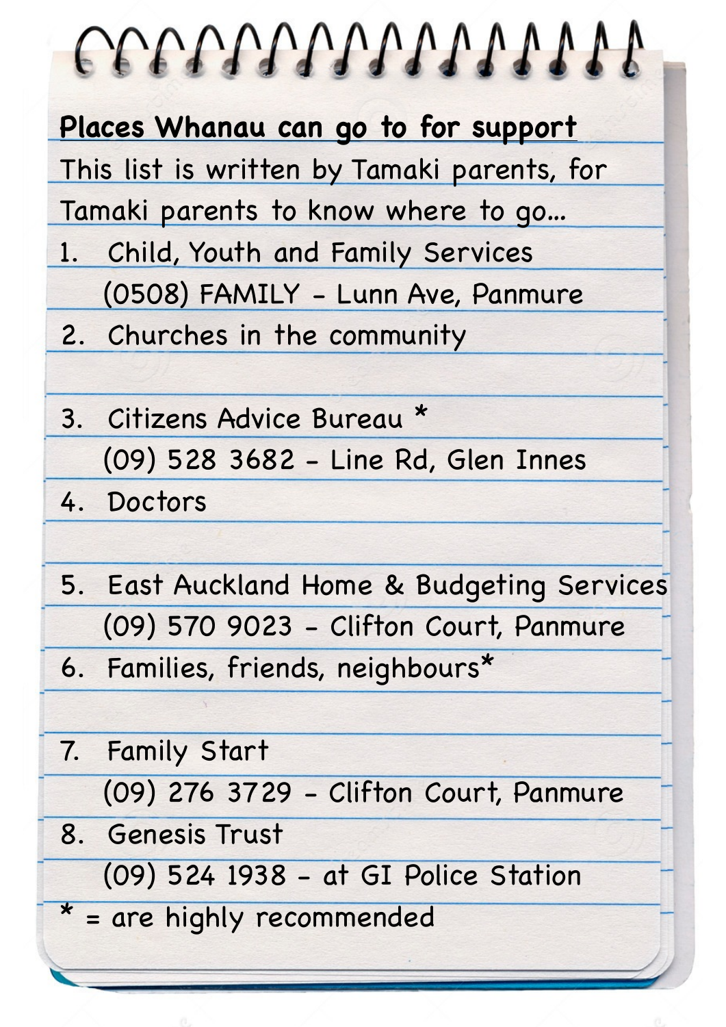## Places Whanau can go to for support

This list is written by Tamaki parents, for Tamaki parents to know where to go...

1. Child, Youth and Family Services
   (0508) FAMILY - Lunn Ave, Panmure
2. Churches in the community
3. Citizens Advice Bureau *
   (09) 528 3682 - Line Rd, Glen Innes
4. Doctors
5. East Auckland Home & Budgeting Services
   (09) 570 9023 - Clifton Court, Panmure
6. Families, friends, neighbours*
7. Family Start
   (09) 276 3729 - Clifton Court, Panmure
8. Genesis Trust
   (09) 524 1938 - at GI Police Station

* = are highly recommended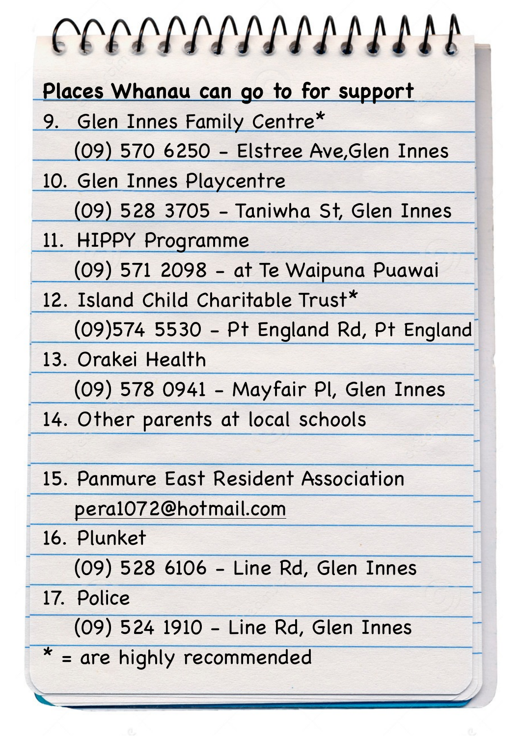**Places Whanau can go to for support**

9. Glen Innes Family Centre*
   (09) 570 6250 - Elstree Ave,Glen Innes
10. Glen Innes Playcentre
    (09) 528 3705 - Taniwha St, Glen Innes
11. HIPPY Programme
    (09) 571 2098 - at Te Waipuna Puawai
12. Island Child Charitable Trust*
    (09)574 5530 - Pt England Rd, Pt England
13. Orakei Health
    (09) 578 0941 - Mayfair Pl, Glen Innes
14. Other parents at local schools
15. Panmure East Resident Association
    pera1072@hotmail.com
16. Plunket
    (09) 528 6106 - Line Rd, Glen Innes
17. Police
    (09) 524 1910 - Line Rd, Glen Innes

* = are highly recommended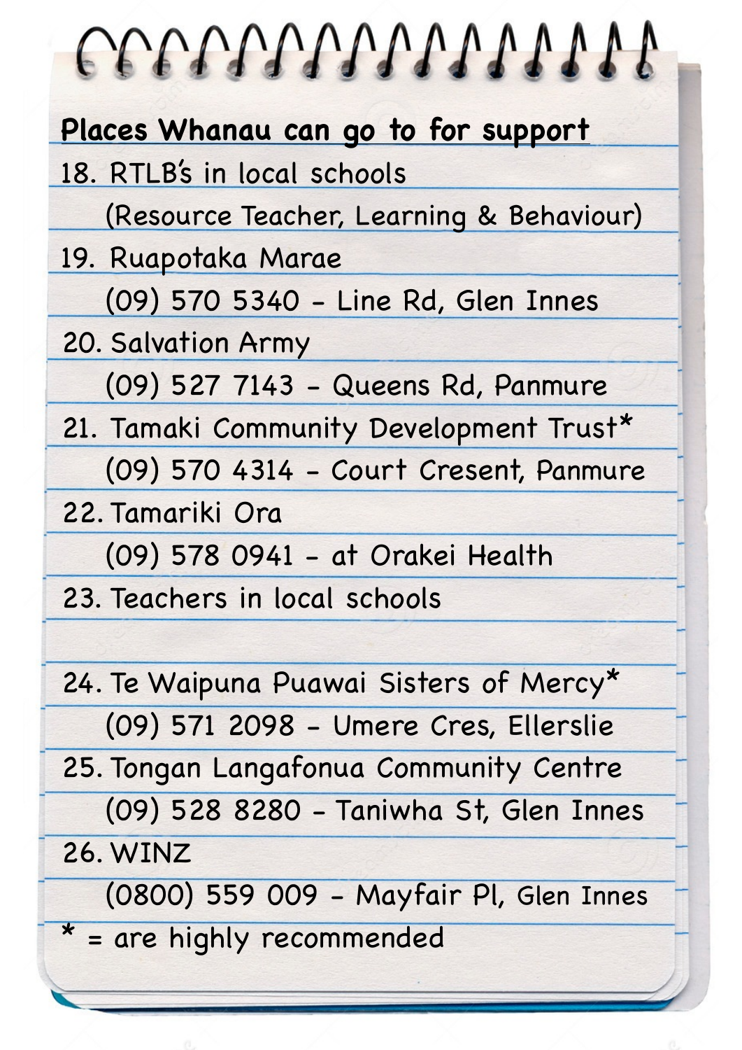**Places Whanau can go to for support**

18. RTLB's in local schools
    (Resource Teacher, Learning & Behaviour)
19. Ruapotaka Marae
    (09) 570 5340 - Line Rd, Glen Innes
20. Salvation Army
    (09) 527 7143 - Queens Rd, Panmure
21. Tamaki Community Development Trust*
    (09) 570 4314 - Court Cresent, Panmure
22. Tamariki Ora
    (09) 578 0941 - at Orakei Health
23. Teachers in local schools
24. Te Waipuna Puawai Sisters of Mercy*
    (09) 571 2098 - Umere Cres, Ellerslie
25. Tongan Langafonua Community Centre
    (09) 528 8280 - Taniwha St, Glen Innes
26. WINZ
    (0800) 559 009 - Mayfair Pl, Glen Innes

* = are highly recommended